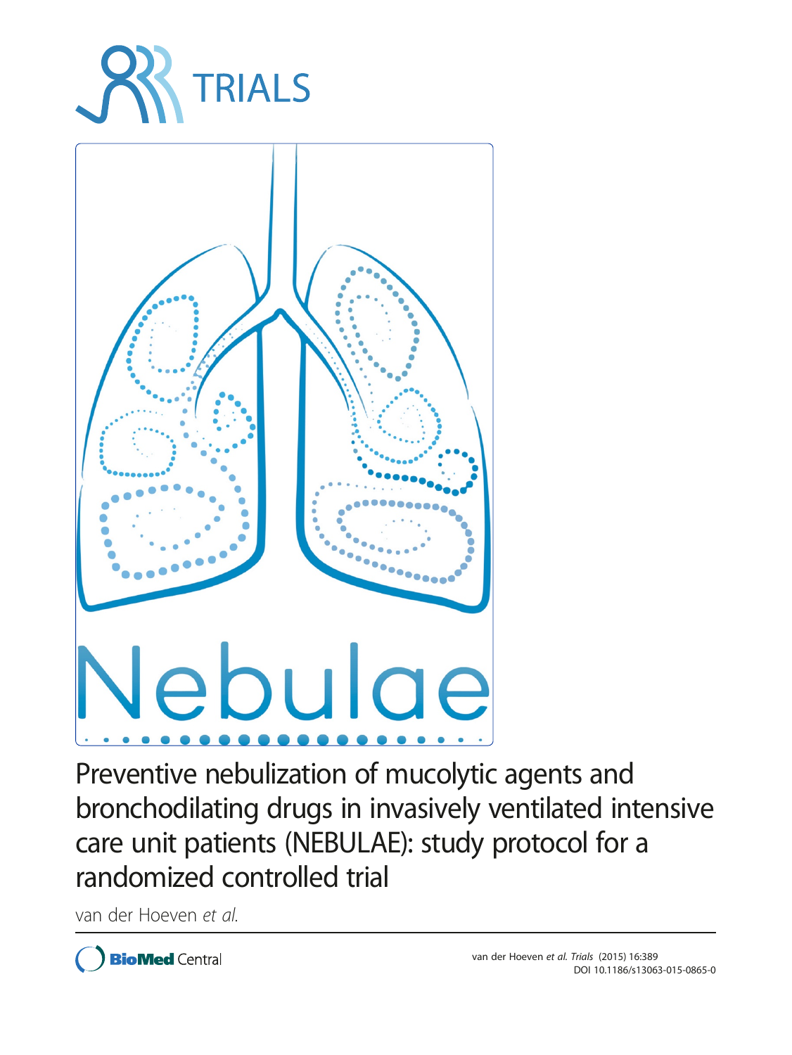# Preventive nebulization of mucolytic agents and bronchodilating drugs in invasively ventilated intensive care unit patients (NEBULAE): study protocol for a randomized controlled trial

van der Hoeven *et al.*

van der Hoeven *et al. Trials* (2015) 16:389
DOI 10.1186/s13063-015-0865-0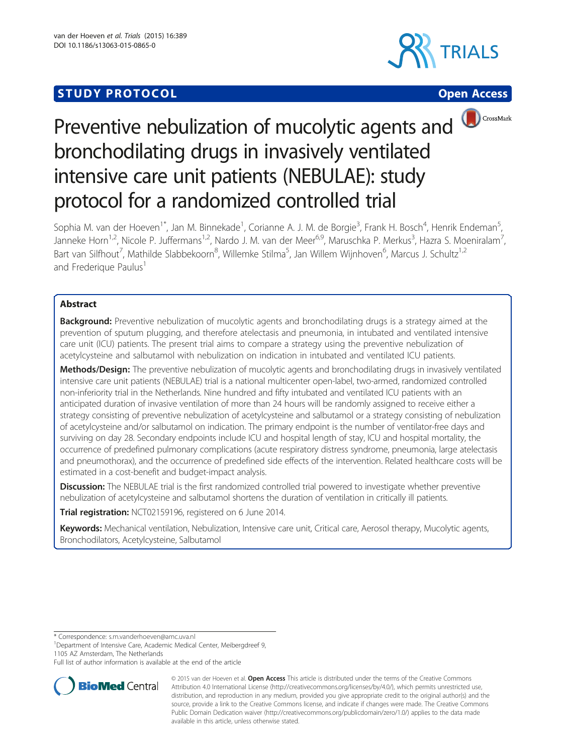# Preventive nebulization of mucolytic agents and bronchodilating drugs in invasively ventilated intensive care unit patients (NEBULAE): study protocol for a randomized controlled trial

Sophia M. van der Hoeven[1*], Jan M. Binnekade[1], Corianne A. J. M. de Borgie[3], Frank H. Bosch[4], Henrik Endeman[5], Janneke Horn[1,2], Nicole P. Juffermans[1,2], Nardo J. M. van der Meer[6,9], Maruschka P. Merkus[3], Hazra S. Moeniralam[7], Bart van Silfhout[7], Mathilde Slabbekoorn[8], Willemke Stilma[5], Jan Willem Wijnhoven[6], Marcus J. Schultz[1,2] and Frederique Paulus[1]

## Abstract

**Background:** Preventive nebulization of mucolytic agents and bronchodilating drugs is a strategy aimed at the prevention of sputum plugging, and therefore atelectasis and pneumonia, in intubated and ventilated intensive care unit (ICU) patients. The present trial aims to compare a strategy using the preventive nebulization of acetylcysteine and salbutamol with nebulization on indication in intubated and ventilated ICU patients.

**Methods/Design:** The preventive nebulization of mucolytic agents and bronchodilating drugs in invasively ventilated intensive care unit patients (NEBULAE) trial is a national multicenter open-label, two-armed, randomized controlled non-inferiority trial in the Netherlands. Nine hundred and fifty intubated and ventilated ICU patients with an anticipated duration of invasive ventilation of more than 24 hours will be randomly assigned to receive either a strategy consisting of preventive nebulization of acetylcysteine and salbutamol or a strategy consisting of nebulization of acetylcysteine and/or salbutamol on indication. The primary endpoint is the number of ventilator-free days and surviving on day 28. Secondary endpoints include ICU and hospital length of stay, ICU and hospital mortality, the occurrence of predefined pulmonary complications (acute respiratory distress syndrome, pneumonia, large atelectasis and pneumothorax), and the occurrence of predefined side effects of the intervention. Related healthcare costs will be estimated in a cost-benefit and budget-impact analysis.

**Discussion:** The NEBULAE trial is the first randomized controlled trial powered to investigate whether preventive nebulization of acetylcysteine and salbutamol shortens the duration of ventilation in critically ill patients.

**Trial registration:** NCT02159196, registered on 6 June 2014.

**Keywords:** Mechanical ventilation, Nebulization, Intensive care unit, Critical care, Aerosol therapy, Mucolytic agents, Bronchodilators, Acetylcysteine, Salbutamol

\* Correspondence: s.m.vanderhoeven@amc.uva.nl

[1]Department of Intensive Care, Academic Medical Center, Meibergdreef 9, 1105 AZ Amsterdam, The Netherlands

Full list of author information is available at the end of the article

© 2015 van der Hoeven et al. **Open Access** This article is distributed under the terms of the Creative Commons Attribution 4.0 International License (http://creativecommons.org/licenses/by/4.0/), which permits unrestricted use, distribution, and reproduction in any medium, provided you give appropriate credit to the original author(s) and the source, provide a link to the Creative Commons license, and indicate if changes were made. The Creative Commons Public Domain Dedication waiver (http://creativecommons.org/publicdomain/zero/1.0/) applies to the data made available in this article, unless otherwise stated.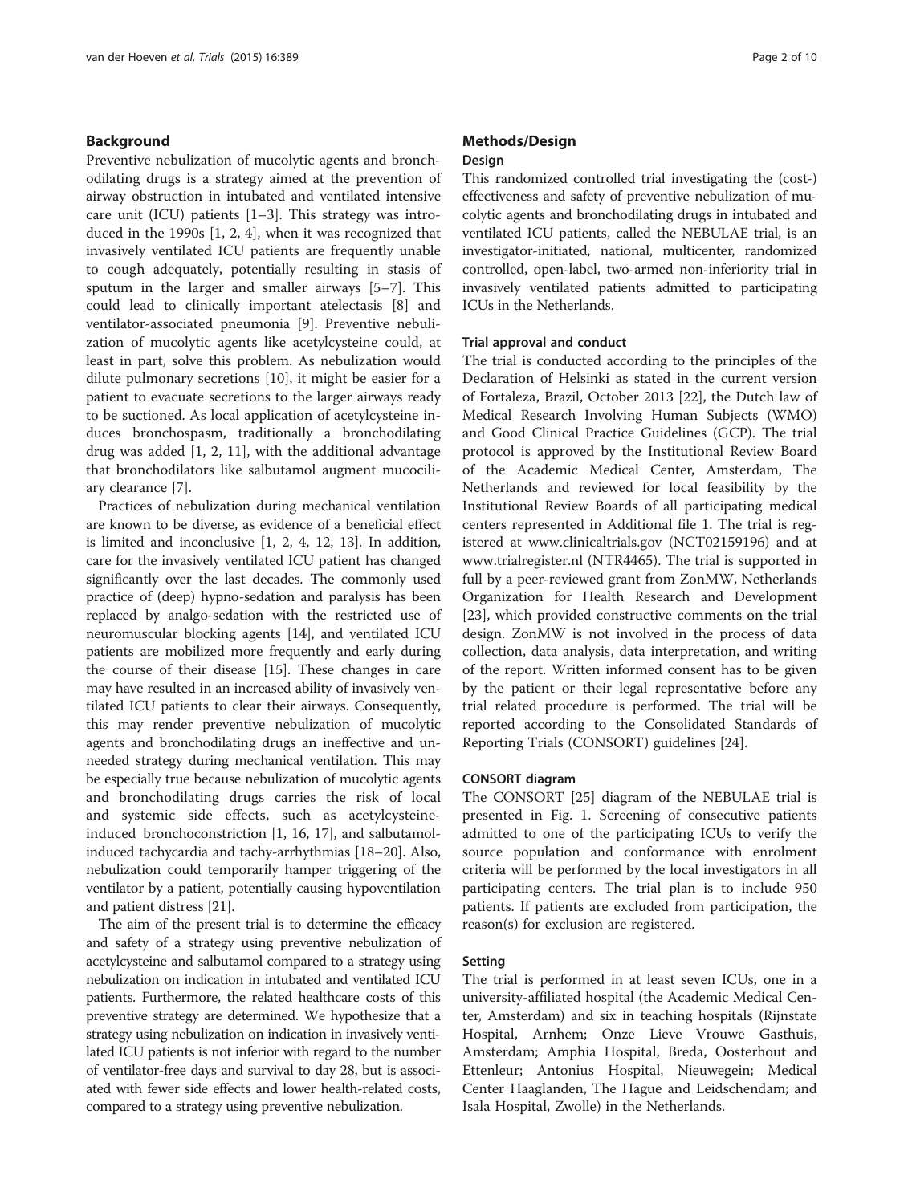## Background

Preventive nebulization of mucolytic agents and bronchodilating drugs is a strategy aimed at the prevention of airway obstruction in intubated and ventilated intensive care unit (ICU) patients [1–3]. This strategy was introduced in the 1990s [1, 2, 4], when it was recognized that invasively ventilated ICU patients are frequently unable to cough adequately, potentially resulting in stasis of sputum in the larger and smaller airways [5–7]. This could lead to clinically important atelectasis [8] and ventilator-associated pneumonia [9]. Preventive nebulization of mucolytic agents like acetylcysteine could, at least in part, solve this problem. As nebulization would dilute pulmonary secretions [10], it might be easier for a patient to evacuate secretions to the larger airways ready to be suctioned. As local application of acetylcysteine induces bronchospasm, traditionally a bronchodilating drug was added [1, 2, 11], with the additional advantage that bronchodilators like salbutamol augment mucociliary clearance [7].

Practices of nebulization during mechanical ventilation are known to be diverse, as evidence of a beneficial effect is limited and inconclusive [1, 2, 4, 12, 13]. In addition, care for the invasively ventilated ICU patient has changed significantly over the last decades. The commonly used practice of (deep) hypno-sedation and paralysis has been replaced by analgo-sedation with the restricted use of neuromuscular blocking agents [14], and ventilated ICU patients are mobilized more frequently and early during the course of their disease [15]. These changes in care may have resulted in an increased ability of invasively ventilated ICU patients to clear their airways. Consequently, this may render preventive nebulization of mucolytic agents and bronchodilating drugs an ineffective and unneeded strategy during mechanical ventilation. This may be especially true because nebulization of mucolytic agents and bronchodilating drugs carries the risk of local and systemic side effects, such as acetylcysteine-induced bronchoconstriction [1, 16, 17], and salbutamol-induced tachycardia and tachy-arrhythmias [18–20]. Also, nebulization could temporarily hamper triggering of the ventilator by a patient, potentially causing hypoventilation and patient distress [21].

The aim of the present trial is to determine the efficacy and safety of a strategy using preventive nebulization of acetylcysteine and salbutamol compared to a strategy using nebulization on indication in intubated and ventilated ICU patients. Furthermore, the related healthcare costs of this preventive strategy are determined. We hypothesize that a strategy using nebulization on indication in invasively ventilated ICU patients is not inferior with regard to the number of ventilator-free days and survival to day 28, but is associated with fewer side effects and lower health-related costs, compared to a strategy using preventive nebulization.

## Methods/Design

### Design

This randomized controlled trial investigating the (cost-) effectiveness and safety of preventive nebulization of mucolytic agents and bronchodilating drugs in intubated and ventilated ICU patients, called the NEBULAE trial, is an investigator-initiated, national, multicenter, randomized controlled, open-label, two-armed non-inferiority trial in invasively ventilated patients admitted to participating ICUs in the Netherlands.

#### Trial approval and conduct

The trial is conducted according to the principles of the Declaration of Helsinki as stated in the current version of Fortaleza, Brazil, October 2013 [22], the Dutch law of Medical Research Involving Human Subjects (WMO) and Good Clinical Practice Guidelines (GCP). The trial protocol is approved by the Institutional Review Board of the Academic Medical Center, Amsterdam, The Netherlands and reviewed for local feasibility by the Institutional Review Boards of all participating medical centers represented in Additional file 1. The trial is registered at www.clinicaltrials.gov (NCT02159196) and at www.trialregister.nl (NTR4465). The trial is supported in full by a peer-reviewed grant from ZonMW, Netherlands Organization for Health Research and Development [23], which provided constructive comments on the trial design. ZonMW is not involved in the process of data collection, data analysis, data interpretation, and writing of the report. Written informed consent has to be given by the patient or their legal representative before any trial related procedure is performed. The trial will be reported according to the Consolidated Standards of Reporting Trials (CONSORT) guidelines [24].

#### CONSORT diagram

The CONSORT [25] diagram of the NEBULAE trial is presented in Fig. 1. Screening of consecutive patients admitted to one of the participating ICUs to verify the source population and conformance with enrolment criteria will be performed by the local investigators in all participating centers. The trial plan is to include 950 patients. If patients are excluded from participation, the reason(s) for exclusion are registered.

#### Setting

The trial is performed in at least seven ICUs, one in a university-affiliated hospital (the Academic Medical Center, Amsterdam) and six in teaching hospitals (Rijnstate Hospital, Arnhem; Onze Lieve Vrouwe Gasthuis, Amsterdam; Amphia Hospital, Breda, Oosterhout and Ettenleur; Antonius Hospital, Nieuwegein; Medical Center Haaglanden, The Hague and Leidschendam; and Isala Hospital, Zwolle) in the Netherlands.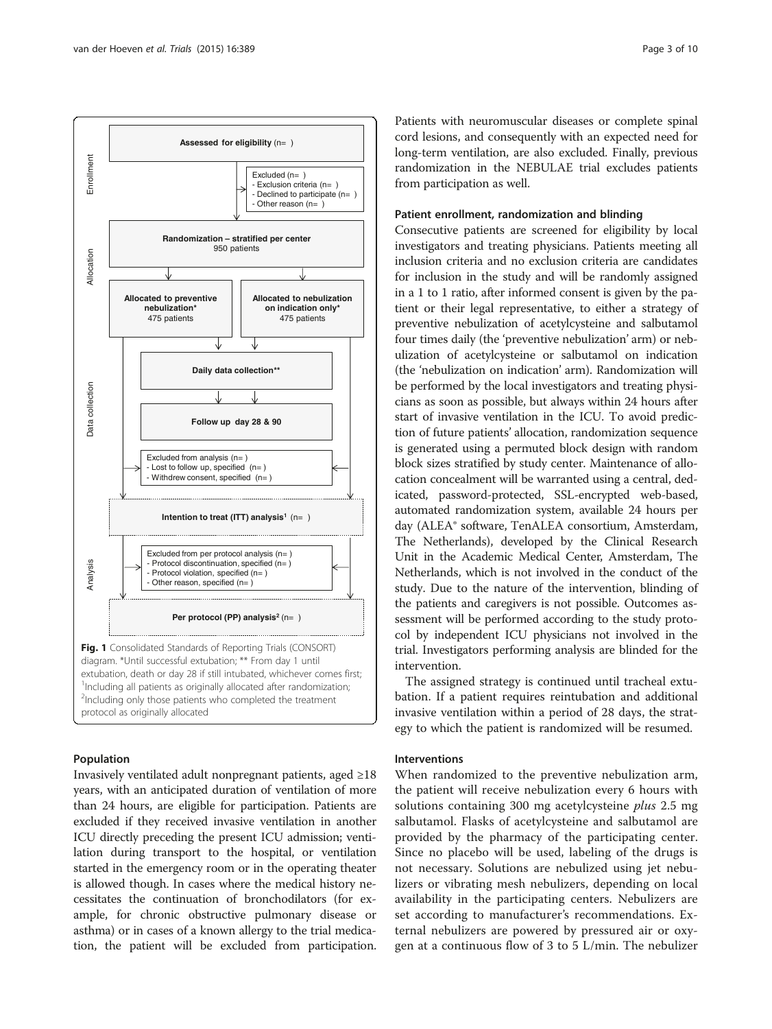**Enrollment**

**Assessed for eligibility** (n= )

Excluded (n= )
- Exclusion criteria (n= )
- Declined to participate (n= )
- Other reason (n= )

**Allocation**

**Randomization – stratified per center**
950 patients

**Allocated to preventive nebulization***
475 patients

**Allocated to nebulization on indication only***
475 patients

**Data collection**

**Daily data collection****

**Follow up day 28 & 90**

Excluded from analysis (n= )
- Lost to follow up, specified (n= )
- Withdrew consent, specified (n= )

**Intention to treat (ITT) analysis[1]** (n= )

**Analysis**

Excluded from per protocol analysis (n= )
- Protocol discontinuation, specified (n= )
- Protocol violation, specified (n= )
- Other reason, specified (n= )

**Per protocol (PP) analysis[2]** (n= )

**Fig. 1** Consolidated Standards of Reporting Trials (CONSORT) diagram. *Until successful extubation; ** From day 1 until extubation, death or day 28 if still intubated, whichever comes first; [1]Including all patients as originally allocated after randomization; [2]Including only those patients who completed the treatment protocol as originally allocated

### Population

Invasively ventilated adult nonpregnant patients, aged ≥18 years, with an anticipated duration of ventilation of more than 24 hours, are eligible for participation. Patients are excluded if they received invasive ventilation in another ICU directly preceding the present ICU admission; ventilation during transport to the hospital, or ventilation started in the emergency room or in the operating theater is allowed though. In cases where the medical history necessitates the continuation of bronchodilators (for example, for chronic obstructive pulmonary disease or asthma) or in cases of a known allergy to the trial medication, the patient will be excluded from participation. Patients with neuromuscular diseases or complete spinal cord lesions, and consequently with an expected need for long-term ventilation, are also excluded. Finally, previous randomization in the NEBULAE trial excludes patients from participation as well.

### Patient enrollment, randomization and blinding

Consecutive patients are screened for eligibility by local investigators and treating physicians. Patients meeting all inclusion criteria and no exclusion criteria are candidates for inclusion in the study and will be randomly assigned in a 1 to 1 ratio, after informed consent is given by the patient or their legal representative, to either a strategy of preventive nebulization of acetylcysteine and salbutamol four times daily (the 'preventive nebulization' arm) or nebulization of acetylcysteine or salbutamol on indication (the 'nebulization on indication' arm). Randomization will be performed by the local investigators and treating physicians as soon as possible, but always within 24 hours after start of invasive ventilation in the ICU. To avoid prediction of future patients' allocation, randomization sequence is generated using a permuted block design with random block sizes stratified by study center. Maintenance of allocation concealment will be warranted using a central, dedicated, password-protected, SSL-encrypted web-based, automated randomization system, available 24 hours per day (ALEA® software, TenALEA consortium, Amsterdam, The Netherlands), developed by the Clinical Research Unit in the Academic Medical Center, Amsterdam, The Netherlands, which is not involved in the conduct of the study. Due to the nature of the intervention, blinding of the patients and caregivers is not possible. Outcomes assessment will be performed according to the study protocol by independent ICU physicians not involved in the trial. Investigators performing analysis are blinded for the intervention.

The assigned strategy is continued until tracheal extubation. If a patient requires reintubation and additional invasive ventilation within a period of 28 days, the strategy to which the patient is randomized will be resumed.

### Interventions

When randomized to the preventive nebulization arm, the patient will receive nebulization every 6 hours with solutions containing 300 mg acetylcysteine *plus* 2.5 mg salbutamol. Flasks of acetylcysteine and salbutamol are provided by the pharmacy of the participating center. Since no placebo will be used, labeling of the drugs is not necessary. Solutions are nebulized using jet nebulizers or vibrating mesh nebulizers, depending on local availability in the participating centers. Nebulizers are set according to manufacturer's recommendations. External nebulizers are powered by pressured air or oxygen at a continuous flow of 3 to 5 L/min. The nebulizer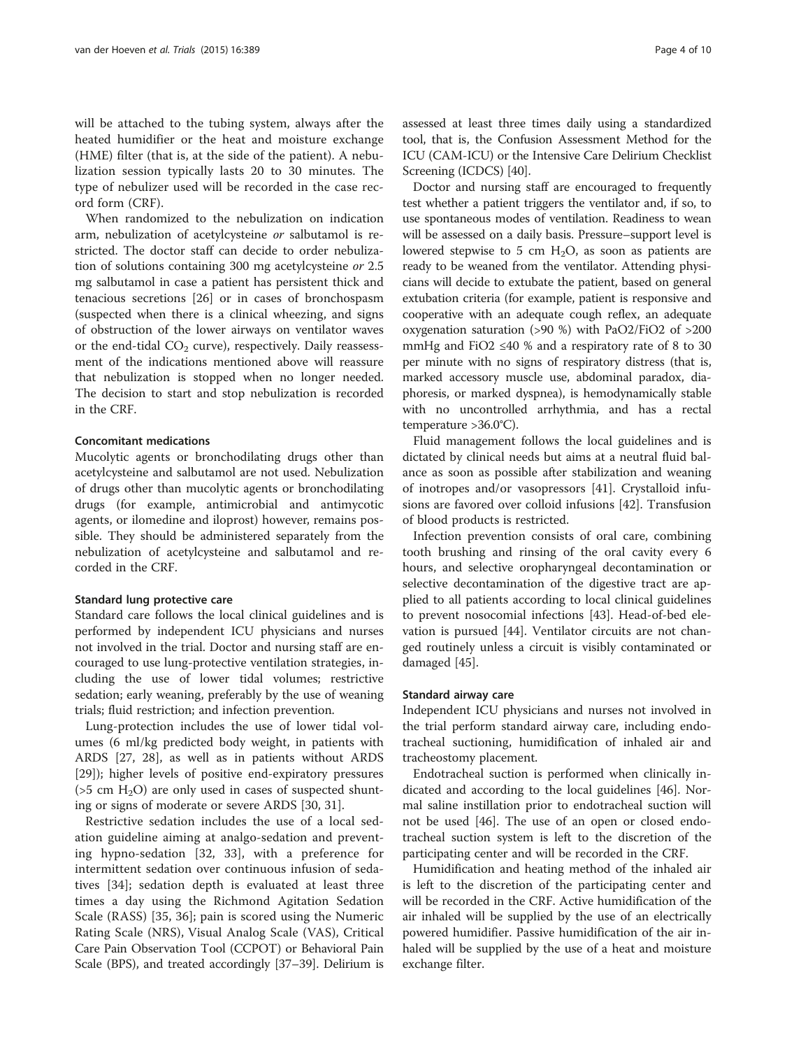will be attached to the tubing system, always after the heated humidifier or the heat and moisture exchange (HME) filter (that is, at the side of the patient). A nebulization session typically lasts 20 to 30 minutes. The type of nebulizer used will be recorded in the case record form (CRF).

When randomized to the nebulization on indication arm, nebulization of acetylcysteine *or* salbutamol is restricted. The doctor staff can decide to order nebulization of solutions containing 300 mg acetylcysteine *or* 2.5 mg salbutamol in case a patient has persistent thick and tenacious secretions [26] or in cases of bronchospasm (suspected when there is a clinical wheezing, and signs of obstruction of the lower airways on ventilator waves or the end-tidal $CO_2$ curve), respectively. Daily reassessment of the indications mentioned above will reassure that nebulization is stopped when no longer needed. The decision to start and stop nebulization is recorded in the CRF.

#### Concomitant medications

Mucolytic agents or bronchodilating drugs other than acetylcysteine and salbutamol are not used. Nebulization of drugs other than mucolytic agents or bronchodilating drugs (for example, antimicrobial and antimycotic agents, or ilomedine and iloprost) however, remains possible. They should be administered separately from the nebulization of acetylcysteine and salbutamol and recorded in the CRF.

#### Standard lung protective care

Standard care follows the local clinical guidelines and is performed by independent ICU physicians and nurses not involved in the trial. Doctor and nursing staff are encouraged to use lung-protective ventilation strategies, including the use of lower tidal volumes; restrictive sedation; early weaning, preferably by the use of weaning trials; fluid restriction; and infection prevention.

Lung-protection includes the use of lower tidal volumes (6 ml/kg predicted body weight, in patients with ARDS [27, 28], as well as in patients without ARDS [29]); higher levels of positive end-expiratory pressures (>5 cm $H_2O$) are only used in cases of suspected shunting or signs of moderate or severe ARDS [30, 31].

Restrictive sedation includes the use of a local sedation guideline aiming at analgo-sedation and preventing hypno-sedation [32, 33], with a preference for intermittent sedation over continuous infusion of sedatives [34]; sedation depth is evaluated at least three times a day using the Richmond Agitation Sedation Scale (RASS) [35, 36]; pain is scored using the Numeric Rating Scale (NRS), Visual Analog Scale (VAS), Critical Care Pain Observation Tool (CCPOT) or Behavioral Pain Scale (BPS), and treated accordingly [37–39]. Delirium is assessed at least three times daily using a standardized tool, that is, the Confusion Assessment Method for the ICU (CAM-ICU) or the Intensive Care Delirium Checklist Screening (ICDCS) [40].

Doctor and nursing staff are encouraged to frequently test whether a patient triggers the ventilator and, if so, to use spontaneous modes of ventilation. Readiness to wean will be assessed on a daily basis. Pressure–support level is lowered stepwise to 5 cm $H_2O$, as soon as patients are ready to be weaned from the ventilator. Attending physicians will decide to extubate the patient, based on general extubation criteria (for example, patient is responsive and cooperative with an adequate cough reflex, an adequate oxygenation saturation (>90 %) with PaO2/FiO2 of >200 mmHg and FiO2 ≤40 % and a respiratory rate of 8 to 30 per minute with no signs of respiratory distress (that is, marked accessory muscle use, abdominal paradox, diaphoresis, or marked dyspnea), is hemodynamically stable with no uncontrolled arrhythmia, and has a rectal temperature >36.0°C).

Fluid management follows the local guidelines and is dictated by clinical needs but aims at a neutral fluid balance as soon as possible after stabilization and weaning of inotropes and/or vasopressors [41]. Crystalloid infusions are favored over colloid infusions [42]. Transfusion of blood products is restricted.

Infection prevention consists of oral care, combining tooth brushing and rinsing of the oral cavity every 6 hours, and selective oropharyngeal decontamination or selective decontamination of the digestive tract are applied to all patients according to local clinical guidelines to prevent nosocomial infections [43]. Head-of-bed elevation is pursued [44]. Ventilator circuits are not changed routinely unless a circuit is visibly contaminated or damaged [45].

#### Standard airway care

Independent ICU physicians and nurses not involved in the trial perform standard airway care, including endotracheal suctioning, humidification of inhaled air and tracheostomy placement.

Endotracheal suction is performed when clinically indicated and according to the local guidelines [46]. Normal saline instillation prior to endotracheal suction will not be used [46]. The use of an open or closed endotracheal suction system is left to the discretion of the participating center and will be recorded in the CRF.

Humidification and heating method of the inhaled air is left to the discretion of the participating center and will be recorded in the CRF. Active humidification of the air inhaled will be supplied by the use of an electrically powered humidifier. Passive humidification of the air inhaled will be supplied by the use of a heat and moisture exchange filter.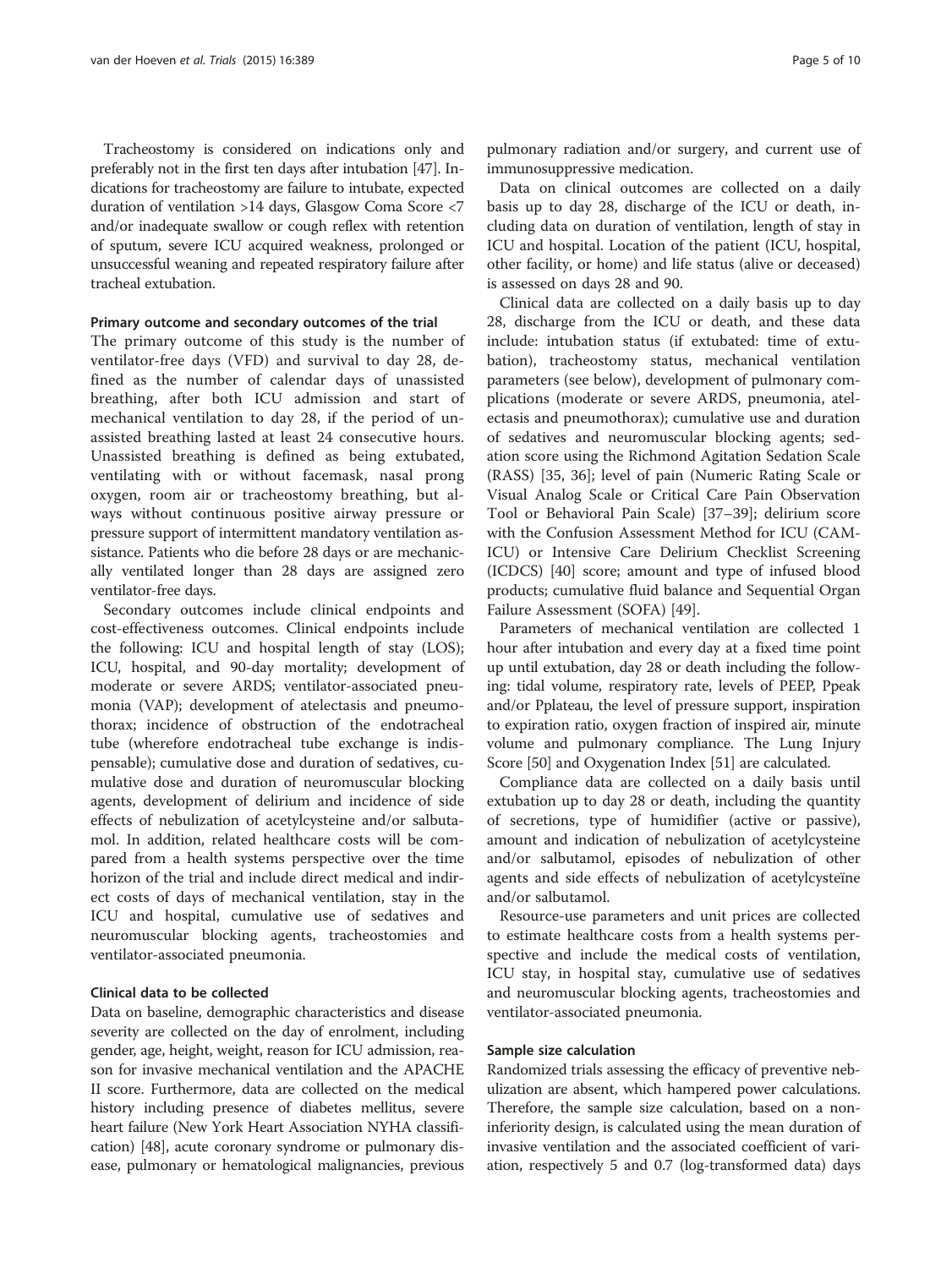Tracheostomy is considered on indications only and preferably not in the first ten days after intubation [47]. Indications for tracheostomy are failure to intubate, expected duration of ventilation >14 days, Glasgow Coma Score <7 and/or inadequate swallow or cough reflex with retention of sputum, severe ICU acquired weakness, prolonged or unsuccessful weaning and repeated respiratory failure after tracheal extubation.

### Primary outcome and secondary outcomes of the trial

The primary outcome of this study is the number of ventilator-free days (VFD) and survival to day 28, defined as the number of calendar days of unassisted breathing, after both ICU admission and start of mechanical ventilation to day 28, if the period of unassisted breathing lasted at least 24 consecutive hours. Unassisted breathing is defined as being extubated, ventilating with or without facemask, nasal prong oxygen, room air or tracheostomy breathing, but always without continuous positive airway pressure or pressure support of intermittent mandatory ventilation assistance. Patients who die before 28 days or are mechanically ventilated longer than 28 days are assigned zero ventilator-free days.

Secondary outcomes include clinical endpoints and cost-effectiveness outcomes. Clinical endpoints include the following: ICU and hospital length of stay (LOS); ICU, hospital, and 90-day mortality; development of moderate or severe ARDS; ventilator-associated pneumonia (VAP); development of atelectasis and pneumothorax; incidence of obstruction of the endotracheal tube (wherefore endotracheal tube exchange is indispensable); cumulative dose and duration of sedatives, cumulative dose and duration of neuromuscular blocking agents, development of delirium and incidence of side effects of nebulization of acetylcysteine and/or salbutamol. In addition, related healthcare costs will be compared from a health systems perspective over the time horizon of the trial and include direct medical and indirect costs of days of mechanical ventilation, stay in the ICU and hospital, cumulative use of sedatives and neuromuscular blocking agents, tracheostomies and ventilator-associated pneumonia.

### Clinical data to be collected

Data on baseline, demographic characteristics and disease severity are collected on the day of enrolment, including gender, age, height, weight, reason for ICU admission, reason for invasive mechanical ventilation and the APACHE II score. Furthermore, data are collected on the medical history including presence of diabetes mellitus, severe heart failure (New York Heart Association NYHA classification) [48], acute coronary syndrome or pulmonary disease, pulmonary or hematological malignancies, previous pulmonary radiation and/or surgery, and current use of immunosuppressive medication.

Data on clinical outcomes are collected on a daily basis up to day 28, discharge of the ICU or death, including data on duration of ventilation, length of stay in ICU and hospital. Location of the patient (ICU, hospital, other facility, or home) and life status (alive or deceased) is assessed on days 28 and 90.

Clinical data are collected on a daily basis up to day 28, discharge from the ICU or death, and these data include: intubation status (if extubated: time of extubation), tracheostomy status, mechanical ventilation parameters (see below), development of pulmonary complications (moderate or severe ARDS, pneumonia, atelectasis and pneumothorax); cumulative use and duration of sedatives and neuromuscular blocking agents; sedation score using the Richmond Agitation Sedation Scale (RASS) [35, 36]; level of pain (Numeric Rating Scale or Visual Analog Scale or Critical Care Pain Observation Tool or Behavioral Pain Scale) [37–39]; delirium score with the Confusion Assessment Method for ICU (CAM-ICU) or Intensive Care Delirium Checklist Screening (ICDCS) [40] score; amount and type of infused blood products; cumulative fluid balance and Sequential Organ Failure Assessment (SOFA) [49].

Parameters of mechanical ventilation are collected 1 hour after intubation and every day at a fixed time point up until extubation, day 28 or death including the following: tidal volume, respiratory rate, levels of PEEP, Ppeak and/or Pplateau, the level of pressure support, inspiration to expiration ratio, oxygen fraction of inspired air, minute volume and pulmonary compliance. The Lung Injury Score [50] and Oxygenation Index [51] are calculated.

Compliance data are collected on a daily basis until extubation up to day 28 or death, including the quantity of secretions, type of humidifier (active or passive), amount and indication of nebulization of acetylcysteine and/or salbutamol, episodes of nebulization of other agents and side effects of nebulization of acetylcysteïne and/or salbutamol.

Resource-use parameters and unit prices are collected to estimate healthcare costs from a health systems perspective and include the medical costs of ventilation, ICU stay, in hospital stay, cumulative use of sedatives and neuromuscular blocking agents, tracheostomies and ventilator-associated pneumonia.

### Sample size calculation

Randomized trials assessing the efficacy of preventive nebulization are absent, which hampered power calculations. Therefore, the sample size calculation, based on a non-inferiority design, is calculated using the mean duration of invasive ventilation and the associated coefficient of variation, respectively 5 and 0.7 (log-transformed data) days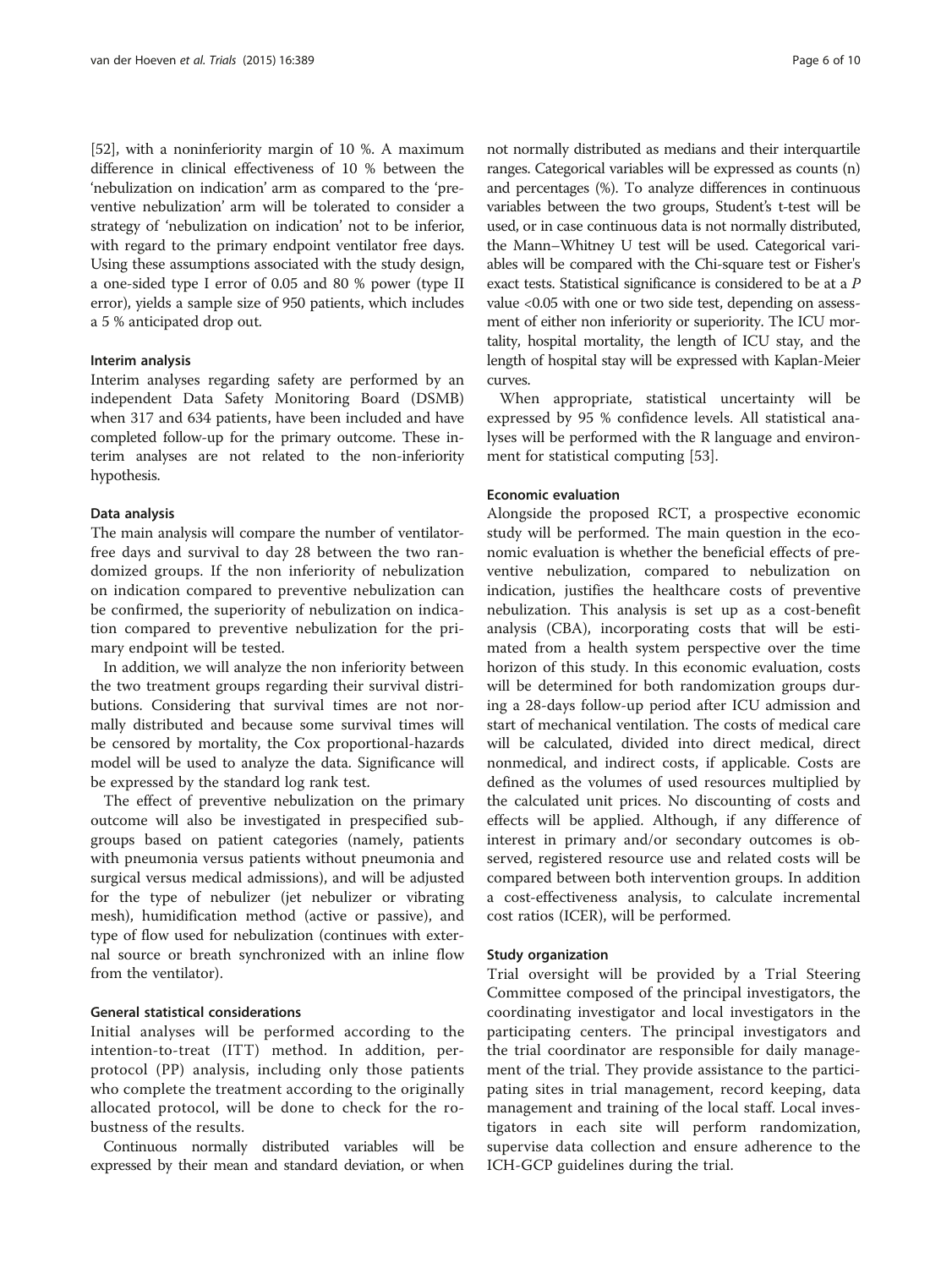[52], with a noninferiority margin of 10 %. A maximum difference in clinical effectiveness of 10 % between the 'nebulization on indication' arm as compared to the 'preventive nebulization' arm will be tolerated to consider a strategy of 'nebulization on indication' not to be inferior, with regard to the primary endpoint ventilator free days. Using these assumptions associated with the study design, a one-sided type I error of 0.05 and 80 % power (type II error), yields a sample size of 950 patients, which includes a 5 % anticipated drop out.

#### Interim analysis

Interim analyses regarding safety are performed by an independent Data Safety Monitoring Board (DSMB) when 317 and 634 patients, have been included and have completed follow-up for the primary outcome. These interim analyses are not related to the non-inferiority hypothesis.

#### Data analysis

The main analysis will compare the number of ventilator-free days and survival to day 28 between the two randomized groups. If the non inferiority of nebulization on indication compared to preventive nebulization can be confirmed, the superiority of nebulization on indication compared to preventive nebulization for the primary endpoint will be tested.

In addition, we will analyze the non inferiority between the two treatment groups regarding their survival distributions. Considering that survival times are not normally distributed and because some survival times will be censored by mortality, the Cox proportional-hazards model will be used to analyze the data. Significance will be expressed by the standard log rank test.

The effect of preventive nebulization on the primary outcome will also be investigated in prespecified subgroups based on patient categories (namely, patients with pneumonia versus patients without pneumonia and surgical versus medical admissions), and will be adjusted for the type of nebulizer (jet nebulizer or vibrating mesh), humidification method (active or passive), and type of flow used for nebulization (continues with external source or breath synchronized with an inline flow from the ventilator).

#### General statistical considerations

Initial analyses will be performed according to the intention-to-treat (ITT) method. In addition, per-protocol (PP) analysis, including only those patients who complete the treatment according to the originally allocated protocol, will be done to check for the robustness of the results.

Continuous normally distributed variables will be expressed by their mean and standard deviation, or when not normally distributed as medians and their interquartile ranges. Categorical variables will be expressed as counts (n) and percentages (%). To analyze differences in continuous variables between the two groups, Student's t-test will be used, or in case continuous data is not normally distributed, the Mann–Whitney U test will be used. Categorical variables will be compared with the Chi-square test or Fisher's exact tests. Statistical significance is considered to be at a $P$ value <0.05 with one or two side test, depending on assessment of either non inferiority or superiority. The ICU mortality, hospital mortality, the length of ICU stay, and the length of hospital stay will be expressed with Kaplan-Meier curves.

When appropriate, statistical uncertainty will be expressed by 95 % confidence levels. All statistical analyses will be performed with the R language and environment for statistical computing [53].

#### Economic evaluation

Alongside the proposed RCT, a prospective economic study will be performed. The main question in the economic evaluation is whether the beneficial effects of preventive nebulization, compared to nebulization on indication, justifies the healthcare costs of preventive nebulization. This analysis is set up as a cost-benefit analysis (CBA), incorporating costs that will be estimated from a health system perspective over the time horizon of this study. In this economic evaluation, costs will be determined for both randomization groups during a 28-days follow-up period after ICU admission and start of mechanical ventilation. The costs of medical care will be calculated, divided into direct medical, direct nonmedical, and indirect costs, if applicable. Costs are defined as the volumes of used resources multiplied by the calculated unit prices. No discounting of costs and effects will be applied. Although, if any difference of interest in primary and/or secondary outcomes is observed, registered resource use and related costs will be compared between both intervention groups. In addition a cost-effectiveness analysis, to calculate incremental cost ratios (ICER), will be performed.

#### Study organization

Trial oversight will be provided by a Trial Steering Committee composed of the principal investigators, the coordinating investigator and local investigators in the participating centers. The principal investigators and the trial coordinator are responsible for daily management of the trial. They provide assistance to the participating sites in trial management, record keeping, data management and training of the local staff. Local investigators in each site will perform randomization, supervise data collection and ensure adherence to the ICH-GCP guidelines during the trial.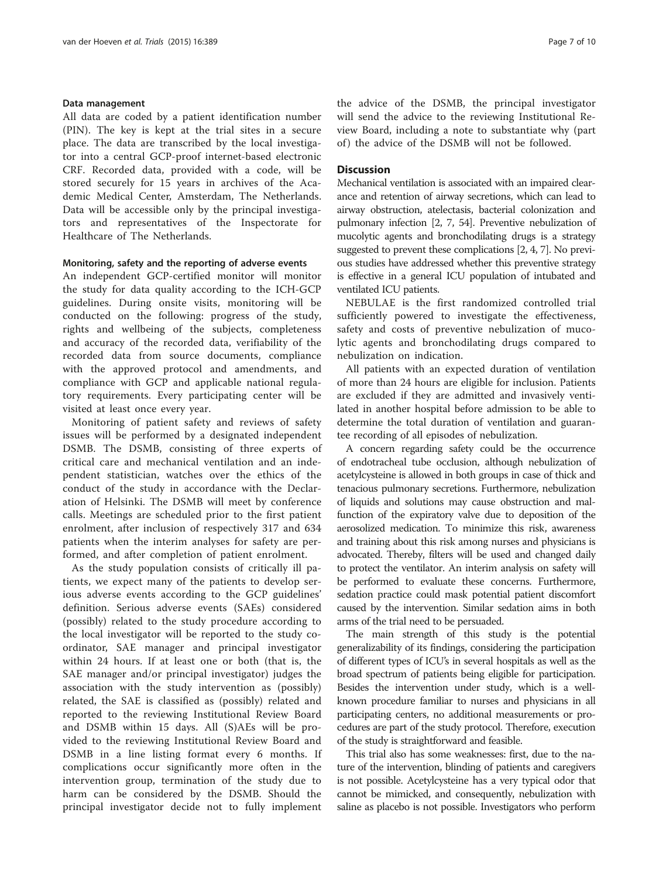#### Data management

All data are coded by a patient identification number (PIN). The key is kept at the trial sites in a secure place. The data are transcribed by the local investigator into a central GCP-proof internet-based electronic CRF. Recorded data, provided with a code, will be stored securely for 15 years in archives of the Academic Medical Center, Amsterdam, The Netherlands. Data will be accessible only by the principal investigators and representatives of the Inspectorate for Healthcare of The Netherlands.

#### Monitoring, safety and the reporting of adverse events

An independent GCP-certified monitor will monitor the study for data quality according to the ICH-GCP guidelines. During onsite visits, monitoring will be conducted on the following: progress of the study, rights and wellbeing of the subjects, completeness and accuracy of the recorded data, verifiability of the recorded data from source documents, compliance with the approved protocol and amendments, and compliance with GCP and applicable national regulatory requirements. Every participating center will be visited at least once every year.

Monitoring of patient safety and reviews of safety issues will be performed by a designated independent DSMB. The DSMB, consisting of three experts of critical care and mechanical ventilation and an independent statistician, watches over the ethics of the conduct of the study in accordance with the Declaration of Helsinki. The DSMB will meet by conference calls. Meetings are scheduled prior to the first patient enrolment, after inclusion of respectively 317 and 634 patients when the interim analyses for safety are performed, and after completion of patient enrolment.

As the study population consists of critically ill patients, we expect many of the patients to develop serious adverse events according to the GCP guidelines' definition. Serious adverse events (SAEs) considered (possibly) related to the study procedure according to the local investigator will be reported to the study coordinator, SAE manager and principal investigator within 24 hours. If at least one or both (that is, the SAE manager and/or principal investigator) judges the association with the study intervention as (possibly) related, the SAE is classified as (possibly) related and reported to the reviewing Institutional Review Board and DSMB within 15 days. All (S)AEs will be provided to the reviewing Institutional Review Board and DSMB in a line listing format every 6 months. If complications occur significantly more often in the intervention group, termination of the study due to harm can be considered by the DSMB. Should the principal investigator decide not to fully implement the advice of the DSMB, the principal investigator will send the advice to the reviewing Institutional Review Board, including a note to substantiate why (part of) the advice of the DSMB will not be followed.

## Discussion

Mechanical ventilation is associated with an impaired clearance and retention of airway secretions, which can lead to airway obstruction, atelectasis, bacterial colonization and pulmonary infection [2, 7, 54]. Preventive nebulization of mucolytic agents and bronchodilating drugs is a strategy suggested to prevent these complications [2, 4, 7]. No previous studies have addressed whether this preventive strategy is effective in a general ICU population of intubated and ventilated ICU patients.

NEBULAE is the first randomized controlled trial sufficiently powered to investigate the effectiveness, safety and costs of preventive nebulization of mucolytic agents and bronchodilating drugs compared to nebulization on indication.

All patients with an expected duration of ventilation of more than 24 hours are eligible for inclusion. Patients are excluded if they are admitted and invasively ventilated in another hospital before admission to be able to determine the total duration of ventilation and guarantee recording of all episodes of nebulization.

A concern regarding safety could be the occurrence of endotracheal tube occlusion, although nebulization of acetylcysteine is allowed in both groups in case of thick and tenacious pulmonary secretions. Furthermore, nebulization of liquids and solutions may cause obstruction and malfunction of the expiratory valve due to deposition of the aerosolized medication. To minimize this risk, awareness and training about this risk among nurses and physicians is advocated. Thereby, filters will be used and changed daily to protect the ventilator. An interim analysis on safety will be performed to evaluate these concerns. Furthermore, sedation practice could mask potential patient discomfort caused by the intervention. Similar sedation aims in both arms of the trial need to be persuaded.

The main strength of this study is the potential generalizability of its findings, considering the participation of different types of ICU's in several hospitals as well as the broad spectrum of patients being eligible for participation. Besides the intervention under study, which is a well-known procedure familiar to nurses and physicians in all participating centers, no additional measurements or procedures are part of the study protocol. Therefore, execution of the study is straightforward and feasible.

This trial also has some weaknesses: first, due to the nature of the intervention, blinding of patients and caregivers is not possible. Acetylcysteine has a very typical odor that cannot be mimicked, and consequently, nebulization with saline as placebo is not possible. Investigators who perform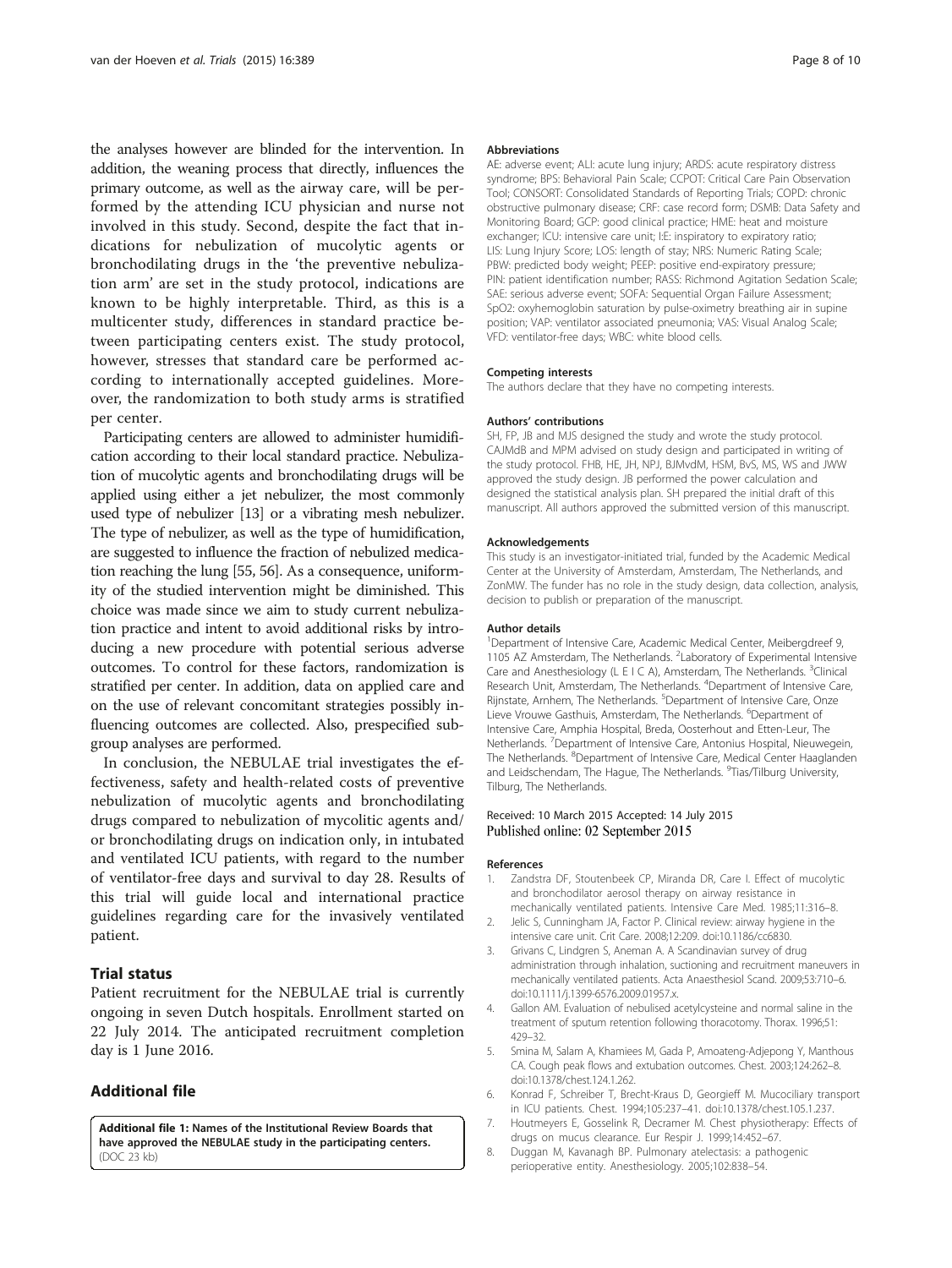the analyses however are blinded for the intervention. In addition, the weaning process that directly, influences the primary outcome, as well as the airway care, will be performed by the attending ICU physician and nurse not involved in this study. Second, despite the fact that indications for nebulization of mucolytic agents or bronchodilating drugs in the 'the preventive nebulization arm' are set in the study protocol, indications are known to be highly interpretable. Third, as this is a multicenter study, differences in standard practice between participating centers exist. The study protocol, however, stresses that standard care be performed according to internationally accepted guidelines. Moreover, the randomization to both study arms is stratified per center.

Participating centers are allowed to administer humidification according to their local standard practice. Nebulization of mucolytic agents and bronchodilating drugs will be applied using either a jet nebulizer, the most commonly used type of nebulizer [13] or a vibrating mesh nebulizer. The type of nebulizer, as well as the type of humidification, are suggested to influence the fraction of nebulized medication reaching the lung [55, 56]. As a consequence, uniformity of the studied intervention might be diminished. This choice was made since we aim to study current nebulization practice and intent to avoid additional risks by introducing a new procedure with potential serious adverse outcomes. To control for these factors, randomization is stratified per center. In addition, data on applied care and on the use of relevant concomitant strategies possibly influencing outcomes are collected. Also, prespecified subgroup analyses are performed.

In conclusion, the NEBULAE trial investigates the effectiveness, safety and health-related costs of preventive nebulization of mucolytic agents and bronchodilating drugs compared to nebulization of mycolitic agents and/or bronchodilating drugs on indication only, in intubated and ventilated ICU patients, with regard to the number of ventilator-free days and survival to day 28. Results of this trial will guide local and international practice guidelines regarding care for the invasively ventilated patient.

## Trial status

Patient recruitment for the NEBULAE trial is currently ongoing in seven Dutch hospitals. Enrollment started on 22 July 2014. The anticipated recruitment completion day is 1 June 2016.

## Additional file

**Additional file 1: Names of the Institutional Review Boards that have approved the NEBULAE study in the participating centers.** (DOC 23 kb)

#### Abbreviations

AE: adverse event; ALI: acute lung injury; ARDS: acute respiratory distress syndrome; BPS: Behavioral Pain Scale; CCPOT: Critical Care Pain Observation Tool; CONSORT: Consolidated Standards of Reporting Trials; COPD: chronic obstructive pulmonary disease; CRF: case record form; DSMB: Data Safety and Monitoring Board; GCP: good clinical practice; HME: heat and moisture exchanger; ICU: intensive care unit; I:E: inspiratory to expiratory ratio; LIS: Lung Injury Score; LOS: length of stay; NRS: Numeric Rating Scale; PBW: predicted body weight; PEEP: positive end-expiratory pressure; PIN: patient identification number; RASS: Richmond Agitation Sedation Scale; SAE: serious adverse event; SOFA: Sequential Organ Failure Assessment; SpO2: oxyhemoglobin saturation by pulse-oximetry breathing air in supine position; VAP: ventilator associated pneumonia; VAS: Visual Analog Scale; VFD: ventilator-free days; WBC: white blood cells.

#### Competing interests

The authors declare that they have no competing interests.

#### Authors' contributions

SH, FP, JB and MJS designed the study and wrote the study protocol. CAJMdB and MPM advised on study design and participated in writing of the study protocol. FHB, HE, JH, NPJ, BJMvdM, HSM, BvS, MS, WS and JWW approved the study design. JB performed the power calculation and designed the statistical analysis plan. SH prepared the initial draft of this manuscript. All authors approved the submitted version of this manuscript.

#### Acknowledgements

This study is an investigator-initiated trial, funded by the Academic Medical Center at the University of Amsterdam, Amsterdam, The Netherlands, and ZonMW. The funder has no role in the study design, data collection, analysis, decision to publish or preparation of the manuscript.

#### Author details

[1]Department of Intensive Care, Academic Medical Center, Meibergdreef 9, 1105 AZ Amsterdam, The Netherlands. [2]Laboratory of Experimental Intensive Care and Anesthesiology (L E I C A), Amsterdam, The Netherlands. [3]Clinical Research Unit, Amsterdam, The Netherlands. [4]Department of Intensive Care, Rijnstate, Arnhem, The Netherlands. [5]Department of Intensive Care, Onze Lieve Vrouwe Gasthuis, Amsterdam, The Netherlands. [6]Department of Intensive Care, Amphia Hospital, Breda, Oosterhout and Etten-Leur, The Netherlands. [7]Department of Intensive Care, Antonius Hospital, Nieuwegein, The Netherlands. [8]Department of Intensive Care, Medical Center Haaglanden and Leidschendam, The Hague, The Netherlands. [9]Tias/Tilburg University, Tilburg, The Netherlands.

Received: 10 March 2015 Accepted: 14 July 2015
Published online: 02 September 2015

#### References

1. Zandstra DF, Stoutenbeek CP, Miranda DR, Care I. Effect of mucolytic and bronchodilator aerosol therapy on airway resistance in mechanically ventilated patients. Intensive Care Med. 1985;11:316–8.
2. Jelic S, Cunningham JA, Factor P. Clinical review: airway hygiene in the intensive care unit. Crit Care. 2008;12:209. doi:10.1186/cc6830.
3. Grivans C, Lindgren S, Aneman A. A Scandinavian survey of drug administration through inhalation, suctioning and recruitment maneuvers in mechanically ventilated patients. Acta Anaesthesiol Scand. 2009;53:710–6. doi:10.1111/j.1399-6576.2009.01957.x.
4. Gallon AM. Evaluation of nebulised acetylcysteine and normal saline in the treatment of sputum retention following thoracotomy. Thorax. 1996;51:429–32.
5. Smina M, Salam A, Khamiees M, Gada P, Amoateng-Adjepong Y, Manthous CA. Cough peak flows and extubation outcomes. Chest. 2003;124:262–8. doi:10.1378/chest.124.1.262.
6. Konrad F, Schreiber T, Brecht-Kraus D, Georgieff M. Mucociliary transport in ICU patients. Chest. 1994;105:237–41. doi:10.1378/chest.105.1.237.
7. Houtmeyers E, Gosselink R, Decramer M. Chest physiotherapy: Effects of drugs on mucus clearance. Eur Respir J. 1999;14:452–67.
8. Duggan M, Kavanagh BP. Pulmonary atelectasis: a pathogenic perioperative entity. Anesthesiology. 2005;102:838–54.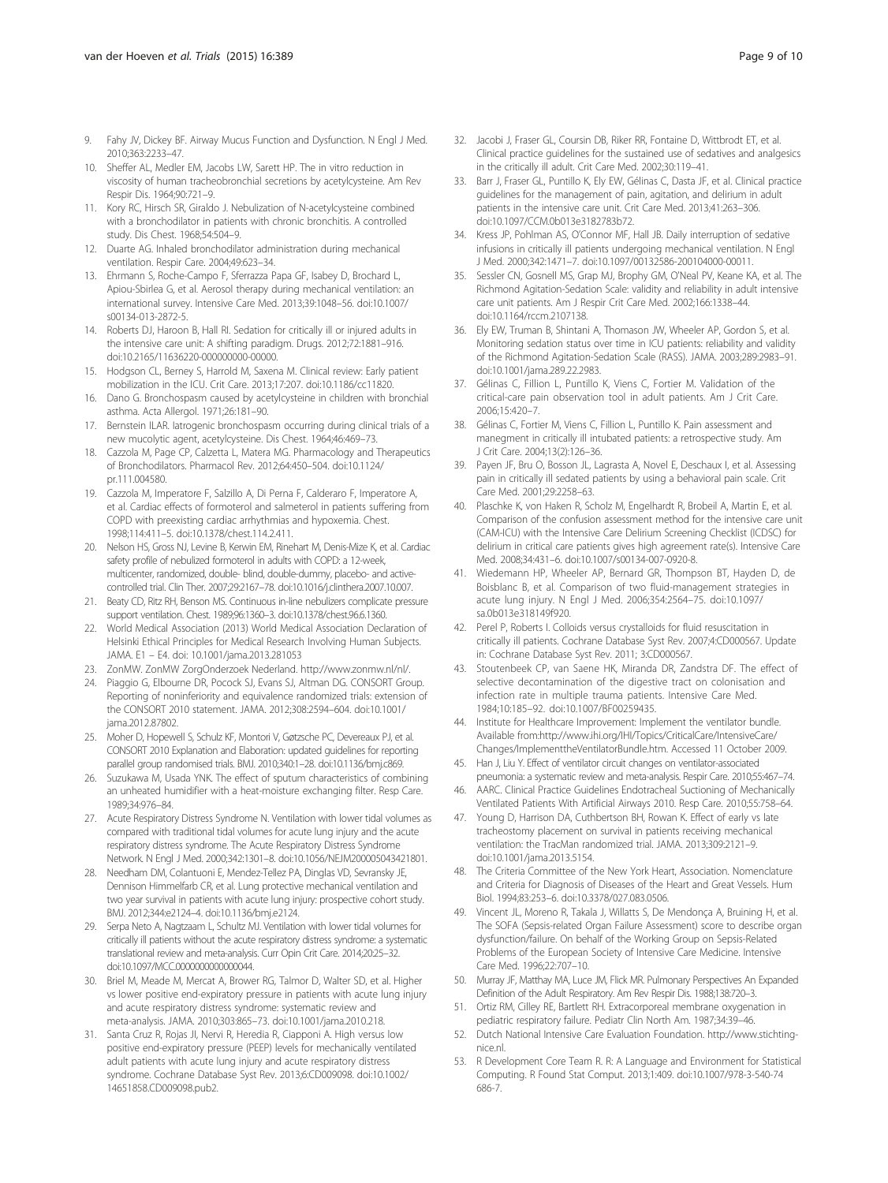9. Fahy JV, Dickey BF. Airway Mucus Function and Dysfunction. N Engl J Med. 2010;363:2233–47.
10. Sheffer AL, Medler EM, Jacobs LW, Sarett HP. The in vitro reduction in viscosity of human tracheobronchial secretions by acetylcysteine. Am Rev Respir Dis. 1964;90:721–9.
11. Kory RC, Hirsch SR, Giraldo J. Nebulization of N-acetylcysteine combined with a bronchodilator in patients with chronic bronchitis. A controlled study. Dis Chest. 1968;54:504–9.
12. Duarte AG. Inhaled bronchodilator administration during mechanical ventilation. Respir Care. 2004;49:623–34.
13. Ehrmann S, Roche-Campo F, Sferrazza Papa GF, Isabey D, Brochard L, Apiou-Sbirlea G, et al. Aerosol therapy during mechanical ventilation: an international survey. Intensive Care Med. 2013;39:1048–56. doi:10.1007/s00134-013-2872-5.
14. Roberts DJ, Haroon B, Hall RI. Sedation for critically ill or injured adults in the intensive care unit: A shifting paradigm. Drugs. 2012;72:1881–916. doi:10.2165/11636220-000000000-00000.
15. Hodgson CL, Berney S, Harrold M, Saxena M. Clinical review: Early patient mobilization in the ICU. Crit Care. 2013;17:207. doi:10.1186/cc11820.
16. Dano G. Bronchospasm caused by acetylcysteine in children with bronchial asthma. Acta Allergol. 1971;26:181–90.
17. Bernstein ILAR. Iatrogenic bronchospasm occurring during clinical trials of a new mucolytic agent, acetylcysteine. Dis Chest. 1964;46:469–73.
18. Cazzola M, Page CP, Calzetta L, Matera MG. Pharmacology and Therapeutics of Bronchodilators. Pharmacol Rev. 2012;64:450–504. doi:10.1124/pr.111.004580.
19. Cazzola M, Imperatore F, Salzillo A, Di Perna F, Calderaro F, Imperatore A, et al. Cardiac effects of formoterol and salmeterol in patients suffering from COPD with preexisting cardiac arrhythmias and hypoxemia. Chest. 1998;114:411–5. doi:10.1378/chest.114.2.411.
20. Nelson HS, Gross NJ, Levine B, Kerwin EM, Rinehart M, Denis-Mize K, et al. Cardiac safety profile of nebulized formoterol in adults with COPD: a 12-week, multicenter, randomized, double- blind, double-dummy, placebo- and active-controlled trial. Clin Ther. 2007;29:2167–78. doi:10.1016/j.clinthera.2007.10.007.
21. Beaty CD, Ritz RH, Benson MS. Continuous in-line nebulizers complicate pressure support ventilation. Chest. 1989;96:1360–3. doi:10.1378/chest.96.6.1360.
22. World Medical Association (2013) World Medical Association Declaration of Helsinki Ethical Principles for Medical Research Involving Human Subjects. JAMA. E1 – E4. doi: 10.1001/jama.2013.281053
23. ZonMW. ZonMW ZorgOnderzoek Nederland. http://www.zonmw.nl/nl/.
24. Piaggio G, Elbourne DR, Pocock SJ, Evans SJ, Altman DG. CONSORT Group. Reporting of noninferiority and equivalence randomized trials: extension of the CONSORT 2010 statement. JAMA. 2012;308:2594–604. doi:10.1001/jama.2012.87802.
25. Moher D, Hopewell S, Schulz KF, Montori V, Gøtzsche PC, Devereaux PJ, et al. CONSORT 2010 Explanation and Elaboration: updated guidelines for reporting parallel group randomised trials. BMJ. 2010;340:1–28. doi:10.1136/bmj.c869.
26. Suzukawa M, Usada YNK. The effect of sputum characteristics of combining an unheated humidifier with a heat-moisture exchanging filter. Resp Care. 1989;34:976–84.
27. Acute Respiratory Distress Syndrome N. Ventilation with lower tidal volumes as compared with traditional tidal volumes for acute lung injury and the acute respiratory distress syndrome. The Acute Respiratory Distress Syndrome Network. N Engl J Med. 2000;342:1301–8. doi:10.1056/NEJM200005043421801.
28. Needham DM, Colantuoni E, Mendez-Tellez PA, Dinglas VD, Sevransky JE, Dennison Himmelfarb CR, et al. Lung protective mechanical ventilation and two year survival in patients with acute lung injury: prospective cohort study. BMJ. 2012;344:e2124–4. doi:10.1136/bmj.e2124.
29. Serpa Neto A, Nagtzaam L, Schultz MJ. Ventilation with lower tidal volumes for critically ill patients without the acute respiratory distress syndrome: a systematic translational review and meta-analysis. Curr Opin Crit Care. 2014;20:25–32. doi:10.1097/MCC.0000000000000044.
30. Briel M, Meade M, Mercat A, Brower RG, Talmor D, Walter SD, et al. Higher vs lower positive end-expiratory pressure in patients with acute lung injury and acute respiratory distress syndrome: systematic review and meta-analysis. JAMA. 2010;303:865–73. doi:10.1001/jama.2010.218.
31. Santa Cruz R, Rojas JI, Nervi R, Heredia R, Ciapponi A. High versus low positive end-expiratory pressure (PEEP) levels for mechanically ventilated adult patients with acute lung injury and acute respiratory distress syndrome. Cochrane Database Syst Rev. 2013;6:CD009098. doi:10.1002/14651858.CD009098.pub2.
32. Jacobi J, Fraser GL, Coursin DB, Riker RR, Fontaine D, Wittbrodt ET, et al. Clinical practice guidelines for the sustained use of sedatives and analgesics in the critically ill adult. Crit Care Med. 2002;30:119–41.
33. Barr J, Fraser GL, Puntillo K, Ely EW, Gélinas C, Dasta JF, et al. Clinical practice guidelines for the management of pain, agitation, and delirium in adult patients in the intensive care unit. Crit Care Med. 2013;41:263–306. doi:10.1097/CCM.0b013e3182783b72.
34. Kress JP, Pohlman AS, O'Connor MF, Hall JB. Daily interruption of sedative infusions in critically ill patients undergoing mechanical ventilation. N Engl J Med. 2000;342:1471–7. doi:10.1097/00132586-200104000-00011.
35. Sessler CN, Gosnell MS, Grap MJ, Brophy GM, O'Neal PV, Keane KA, et al. The Richmond Agitation-Sedation Scale: validity and reliability in adult intensive care unit patients. Am J Respir Crit Care Med. 2002;166:1338–44. doi:10.1164/rccm.2107138.
36. Ely EW, Truman B, Shintani A, Thomason JW, Wheeler AP, Gordon S, et al. Monitoring sedation status over time in ICU patients: reliability and validity of the Richmond Agitation-Sedation Scale (RASS). JAMA. 2003;289:2983–91. doi:10.1001/jama.289.22.2983.
37. Gélinas C, Fillion L, Puntillo K, Viens C, Fortier M. Validation of the critical-care pain observation tool in adult patients. Am J Crit Care. 2006;15:420–7.
38. Gélinas C, Fortier M, Viens C, Fillion L, Puntillo K. Pain assessment and manegment in critically ill intubated patients: a retrospective study. Am J Crit Care. 2004;13(2):126–36.
39. Payen JF, Bru O, Bosson JL, Lagrasta A, Novel E, Deschaux I, et al. Assessing pain in critically ill sedated patients by using a behavioral pain scale. Crit Care Med. 2001;29:2258–63.
40. Plaschke K, von Haken R, Scholz M, Engelhardt R, Brobeil A, Martin E, et al. Comparison of the confusion assessment method for the intensive care unit (CAM-ICU) with the Intensive Care Delirium Screening Checklist (ICDSC) for delirium in critical care patients gives high agreement rate(s). Intensive Care Med. 2008;34:431–6. doi:10.1007/s00134-007-0920-8.
41. Wiedemann HP, Wheeler AP, Bernard GR, Thompson BT, Hayden D, de Boisblanc B, et al. Comparison of two fluid-management strategies in acute lung injury. N Engl J Med. 2006;354:2564–75. doi:10.1097/sa.0b013e318149f920.
42. Perel P, Roberts I. Colloids versus crystalloids for fluid resuscitation in critically ill patients. Cochrane Database Syst Rev. 2007;4:CD000567. Update in: Cochrane Database Syst Rev. 2011; 3:CD000567.
43. Stoutenbeek CP, van Saene HK, Miranda DR, Zandstra DF. The effect of selective decontamination of the digestive tract on colonisation and infection rate in multiple trauma patients. Intensive Care Med. 1984;10:185–92. doi:10.1007/BF00259435.
44. Institute for Healthcare Improvement: Implement the ventilator bundle. Available from:http://www.ihi.org/IHI/Topics/CriticalCare/IntensiveCare/Changes/ImplementtheVentilatorBundle.htm. Accessed 11 October 2009.
45. Han J, Liu Y. Effect of ventilator circuit changes on ventilator-associated pneumonia: a systematic review and meta-analysis. Respir Care. 2010;55:467–74.
46. AARC. Clinical Practice Guidelines Endotracheal Suctioning of Mechanically Ventilated Patients With Artificial Airways 2010. Resp Care. 2010;55:758–64.
47. Young D, Harrison DA, Cuthbertson BH, Rowan K. Effect of early vs late tracheostomy placement on survival in patients receiving mechanical ventilation: the TracMan randomized trial. JAMA. 2013;309:2121–9. doi:10.1001/jama.2013.5154.
48. The Criteria Committee of the New York Heart, Association. Nomenclature and Criteria for Diagnosis of Diseases of the Heart and Great Vessels. Hum Biol. 1994;83:253–6. doi:10.3378/027.083.0506.
49. Vincent JL, Moreno R, Takala J, Willatts S, De Mendonça A, Bruining H, et al. The SOFA (Sepsis-related Organ Failure Assessment) score to describe organ dysfunction/failure. On behalf of the Working Group on Sepsis-Related Problems of the European Society of Intensive Care Medicine. Intensive Care Med. 1996;22:707–10.
50. Murray JF, Matthay MA, Luce JM, Flick MR. Pulmonary Perspectives An Expanded Definition of the Adult Respiratory. Am Rev Respir Dis. 1988;138:720–3.
51. Ortiz RM, Cilley RE, Bartlett RH. Extracorporeal membrane oxygenation in pediatric respiratory failure. Pediatr Clin North Am. 1987;34:39–46.
52. Dutch National Intensive Care Evaluation Foundation. http://www.stichting-nice.nl.
53. R Development Core Team R. R: A Language and Environment for Statistical Computing. R Found Stat Comput. 2013;1:409. doi:10.1007/978-3-540-74686-7.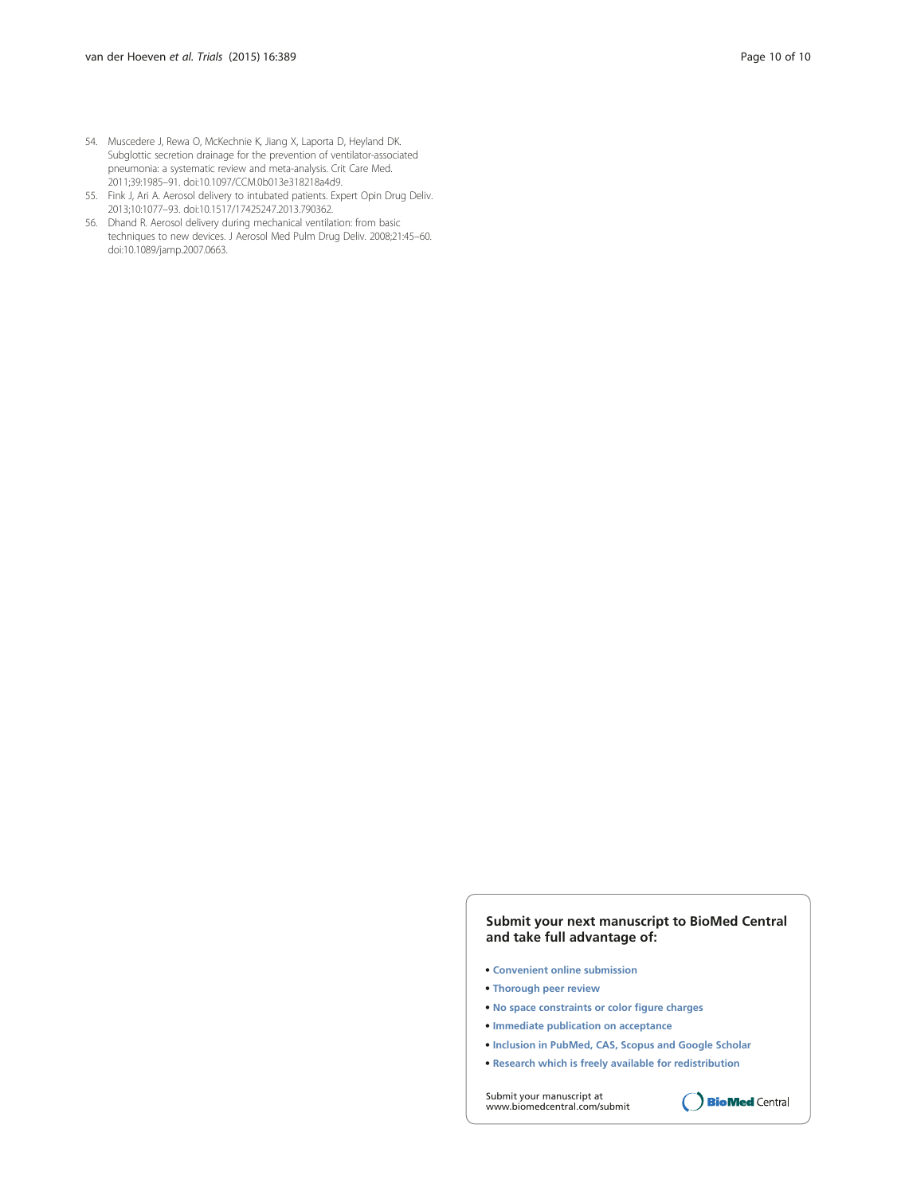54. Muscedere J, Rewa O, McKechnie K, Jiang X, Laporta D, Heyland DK. Subglottic secretion drainage for the prevention of ventilator-associated pneumonia: a systematic review and meta-analysis. Crit Care Med. 2011;39:1985–91. doi:10.1097/CCM.0b013e318218a4d9.
55. Fink J, Ari A. Aerosol delivery to intubated patients. Expert Opin Drug Deliv. 2013;10:1077–93. doi:10.1517/17425247.2013.790362.
56. Dhand R. Aerosol delivery during mechanical ventilation: from basic techniques to new devices. J Aerosol Med Pulm Drug Deliv. 2008;21:45–60. doi:10.1089/jamp.2007.0663.

**Submit your next manuscript to BioMed Central and take full advantage of:**

- **Convenient online submission**
- **Thorough peer review**
- **No space constraints or color figure charges**
- **Immediate publication on acceptance**
- **Inclusion in PubMed, CAS, Scopus and Google Scholar**
- **Research which is freely available for redistribution**

Submit your manuscript at
www.biomedcentral.com/submit

BioMed Central